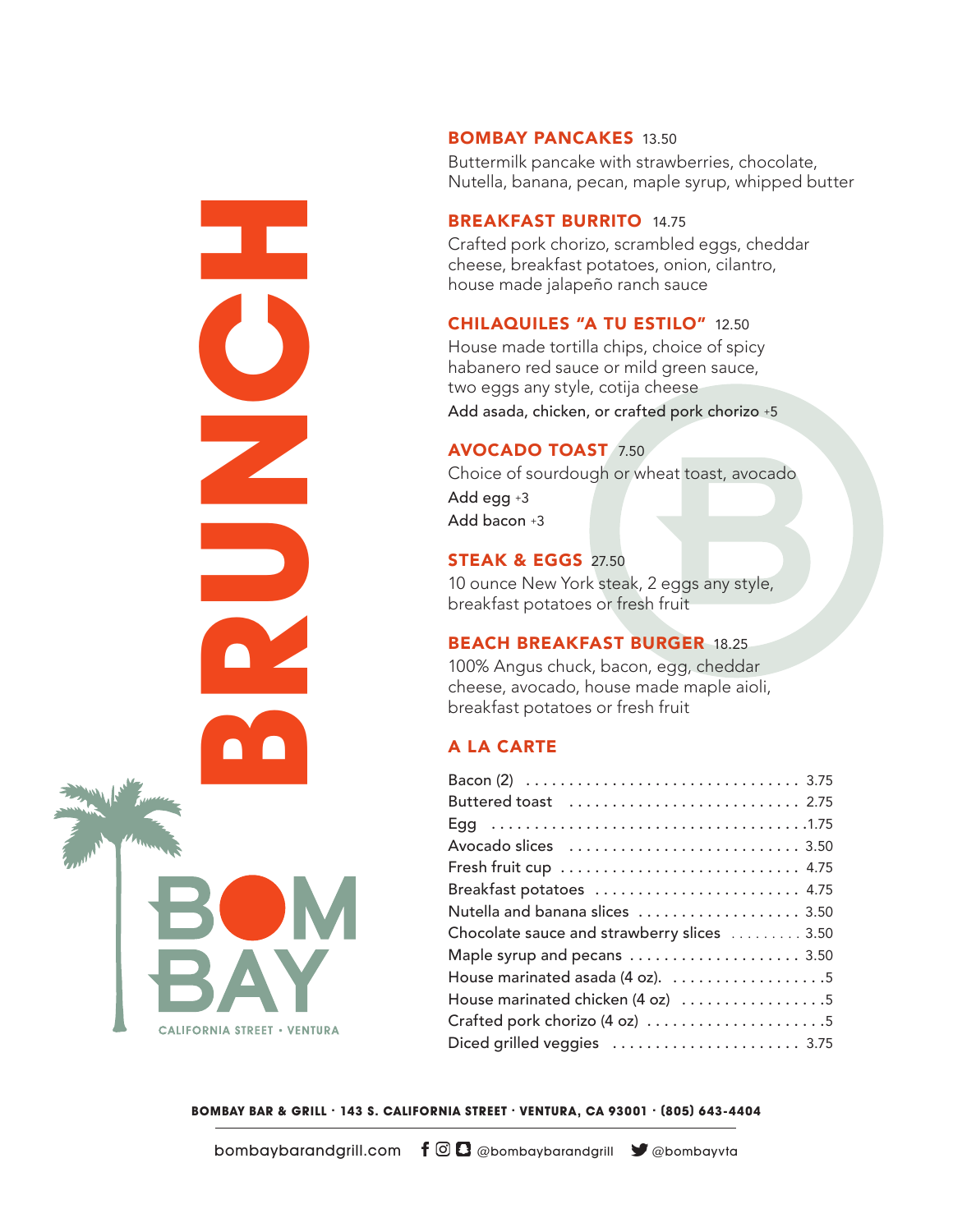# BRUNCH

## BOMBAY PANCAKES 13.50

Buttermilk pancake with strawberries, chocolate, Nutella, banana, pecan, maple syrup, whipped butter

## BREAKFAST BURRITO 14.75

Crafted pork chorizo, scrambled eggs, cheddar cheese, breakfast potatoes, onion, cilantro, house made jalapeño ranch sauce

## CHILAQUILES "A TU ESTILO" 12.50

House made tortilla chips, choice of spicy habanero red sauce or mild green sauce, two eggs any style, cotija cheese

Add asada, chicken, or crafted pork chorizo +5

## AVOCADO TOAST 7.50

Choice of sourdough or wheat toast, avocado

Add egg +3

Add bacon +3

## STEAK & EGGS 27.50

10 ounce New York steak, 2 eggs any style, breakfast potatoes or fresh fruit

## BEACH BREAKFAST BURGER 18.25

100% Angus chuck, bacon, egg, cheddar cheese, avocado, house made maple aioli, breakfast potatoes or fresh fruit

## A LA CARTE

| Item | Price |
|---|---|
| Bacon (2) | 3.75 |
| Buttered toast | 2.75 |
| Egg | 1.75 |
| Avocado slices | 3.50 |
| Fresh fruit cup | 4.75 |
| Breakfast potatoes | 4.75 |
| Nutella and banana slices | 3.50 |
| Chocolate sauce and strawberry slices | 3.50 |
| Maple syrup and pecans | 3.50 |
| House marinated asada (4 oz). | 5 |
| House marinated chicken (4 oz) | 5 |
| Crafted pork chorizo (4 oz) | 5 |
| Diced grilled veggies | 3.75 |

BOMBAY
CALIFORNIA STREET • VENTURA

**BOMBAY BAR & GRILL · 143 S. CALIFORNIA STREET · VENTURA, CA 93001 · (805) 643-4404**

bombaybarandgrill.com @bombaybarandgrill @bombayvta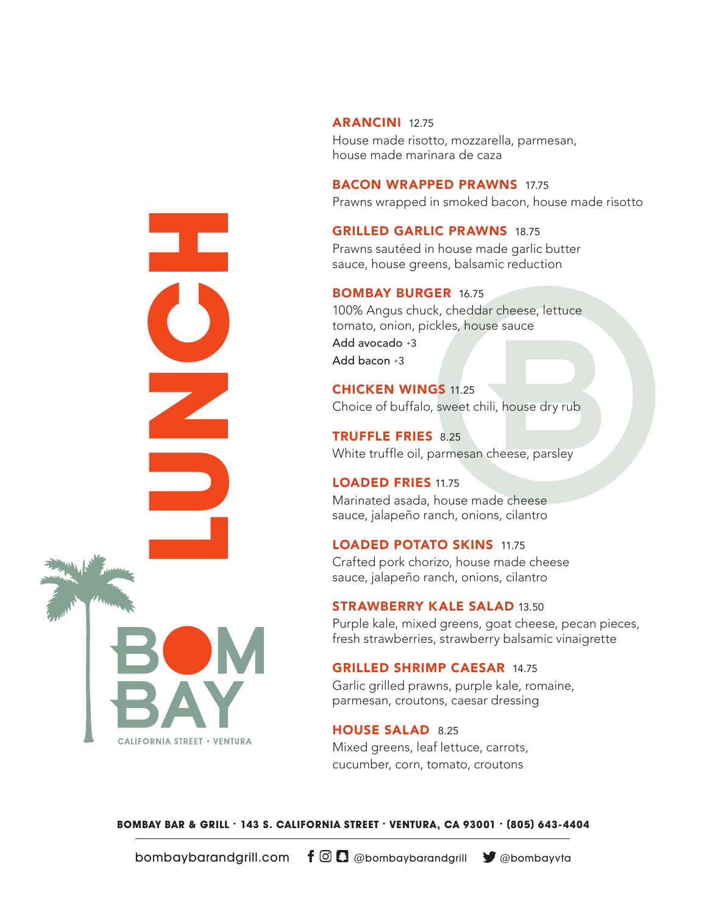# LUNCH

**ARANCINI** 12.75
House made risotto, mozzarella, parmesan, house made marinara de caza

**BACON WRAPPED PRAWNS** 17.75
Prawns wrapped in smoked bacon, house made risotto

**GRILLED GARLIC PRAWNS** 18.75
Prawns sautéed in house made garlic butter sauce, house greens, balsamic reduction

**BOMBAY BURGER** 16.75
100% Angus chuck, cheddar cheese, lettuce tomato, onion, pickles, house sauce
Add avocado +3
Add bacon +3

**CHICKEN WINGS** 11.25
Choice of buffalo, sweet chili, house dry rub

**TRUFFLE FRIES** 8.25
White truffle oil, parmesan cheese, parsley

**LOADED FRIES** 11.75
Marinated asada, house made cheese sauce, jalapeño ranch, onions, cilantro

**LOADED POTATO SKINS** 11.75
Crafted pork chorizo, house made cheese sauce, jalapeño ranch, onions, cilantro

**STRAWBERRY KALE SALAD** 13.50
Purple kale, mixed greens, goat cheese, pecan pieces, fresh strawberries, strawberry balsamic vinaigrette

**GRILLED SHRIMP CAESAR** 14.75
Garlic grilled prawns, purple kale, romaine, parmesan, croutons, caesar dressing

**HOUSE SALAD** 8.25
Mixed greens, leaf lettuce, carrots, cucumber, corn, tomato, croutons

BOMBAY
CALIFORNIA STREET • VENTURA

**BOMBAY BAR & GRILL · 143 S. CALIFORNIA STREET · VENTURA, CA 93001 · (805) 643-4404**

bombaybarandgrill.com @bombaybarandgrill @bombayvta